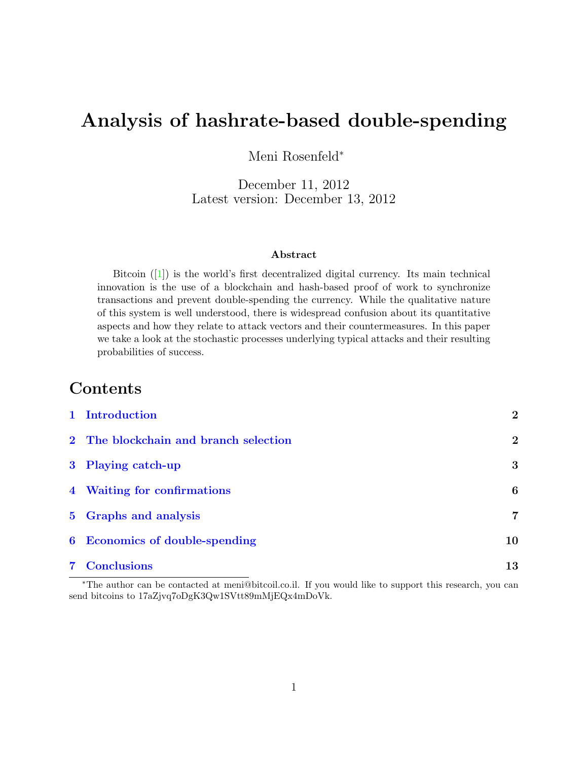# Analysis of hashrate-based double-spending

Meni Rosenfeld*

December 11, 2012
Latest version: December 13, 2012

### Abstract

Bitcoin ([1]) is the world's first decentralized digital currency. Its main technical innovation is the use of a blockchain and hash-based proof of work to synchronize transactions and prevent double-spending the currency. While the qualitative nature of this system is well understood, there is widespread confusion about its quantitative aspects and how they relate to attack vectors and their countermeasures. In this paper we take a look at the stochastic processes underlying typical attacks and their resulting probabilities of success.

## Contents

| | | |
|---|---|---|
| 1 | Introduction | 2 |
| 2 | The blockchain and branch selection | 2 |
| 3 | Playing catch-up | 3 |
| 4 | Waiting for confirmations | 6 |
| 5 | Graphs and analysis | 7 |
| 6 | Economics of double-spending | 10 |
| 7 | Conclusions | 13 |

*The author can be contacted at meni@bitcoil.co.il. If you would like to support this research, you can send bitcoins to 17aZjvq7oDgK3Qw1SVtt89mMjEQx4mDoVk.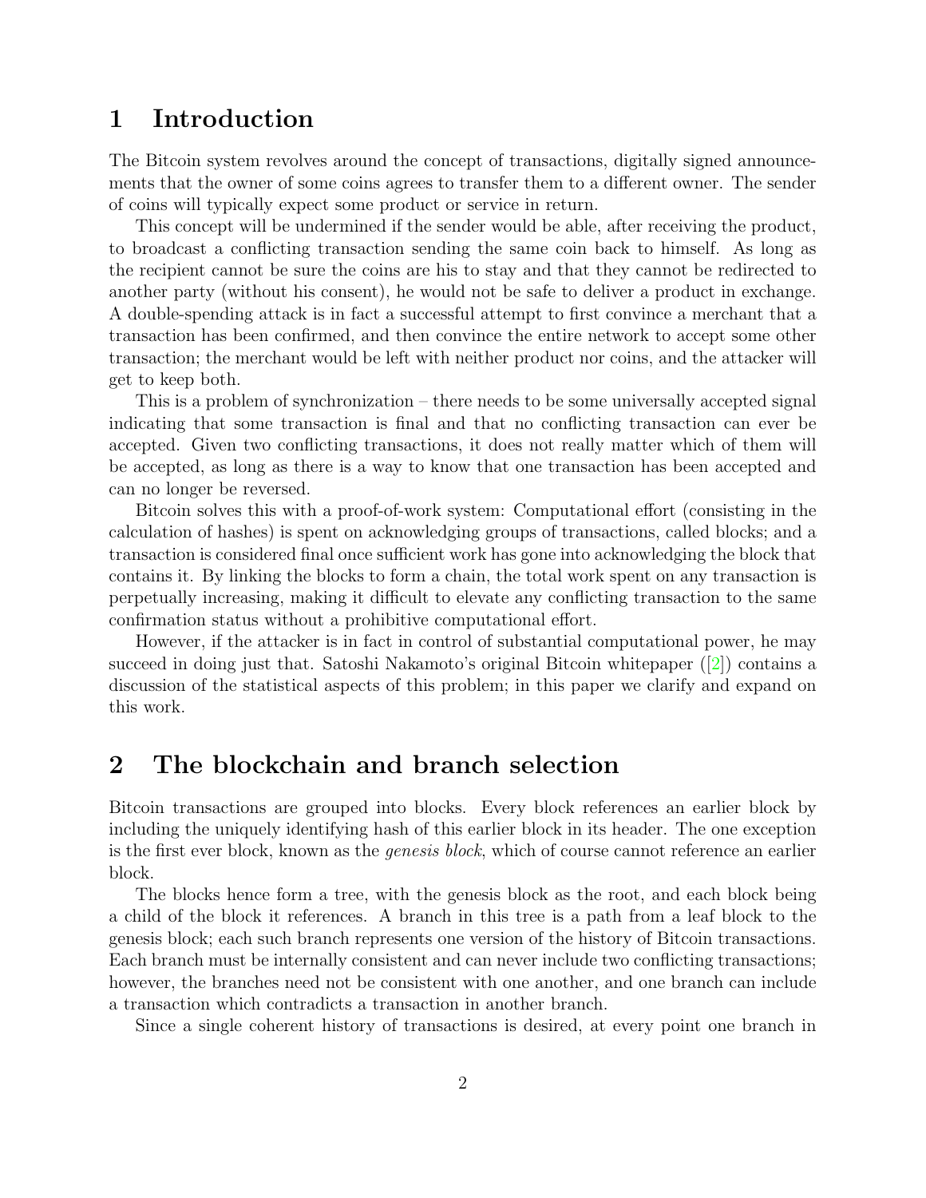# 1 Introduction

The Bitcoin system revolves around the concept of transactions, digitally signed announcements that the owner of some coins agrees to transfer them to a different owner. The sender of coins will typically expect some product or service in return.

This concept will be undermined if the sender would be able, after receiving the product, to broadcast a conflicting transaction sending the same coin back to himself. As long as the recipient cannot be sure the coins are his to stay and that they cannot be redirected to another party (without his consent), he would not be safe to deliver a product in exchange. A double-spending attack is in fact a successful attempt to first convince a merchant that a transaction has been confirmed, and then convince the entire network to accept some other transaction; the merchant would be left with neither product nor coins, and the attacker will get to keep both.

This is a problem of synchronization – there needs to be some universally accepted signal indicating that some transaction is final and that no conflicting transaction can ever be accepted. Given two conflicting transactions, it does not really matter which of them will be accepted, as long as there is a way to know that one transaction has been accepted and can no longer be reversed.

Bitcoin solves this with a proof-of-work system: Computational effort (consisting in the calculation of hashes) is spent on acknowledging groups of transactions, called blocks; and a transaction is considered final once sufficient work has gone into acknowledging the block that contains it. By linking the blocks to form a chain, the total work spent on any transaction is perpetually increasing, making it difficult to elevate any conflicting transaction to the same confirmation status without a prohibitive computational effort.

However, if the attacker is in fact in control of substantial computational power, he may succeed in doing just that. Satoshi Nakamoto's original Bitcoin whitepaper ([2]) contains a discussion of the statistical aspects of this problem; in this paper we clarify and expand on this work.

# 2 The blockchain and branch selection

Bitcoin transactions are grouped into blocks. Every block references an earlier block by including the uniquely identifying hash of this earlier block in its header. The one exception is the first ever block, known as the *genesis block*, which of course cannot reference an earlier block.

The blocks hence form a tree, with the genesis block as the root, and each block being a child of the block it references. A branch in this tree is a path from a leaf block to the genesis block; each such branch represents one version of the history of Bitcoin transactions. Each branch must be internally consistent and can never include two conflicting transactions; however, the branches need not be consistent with one another, and one branch can include a transaction which contradicts a transaction in another branch.

Since a single coherent history of transactions is desired, at every point one branch in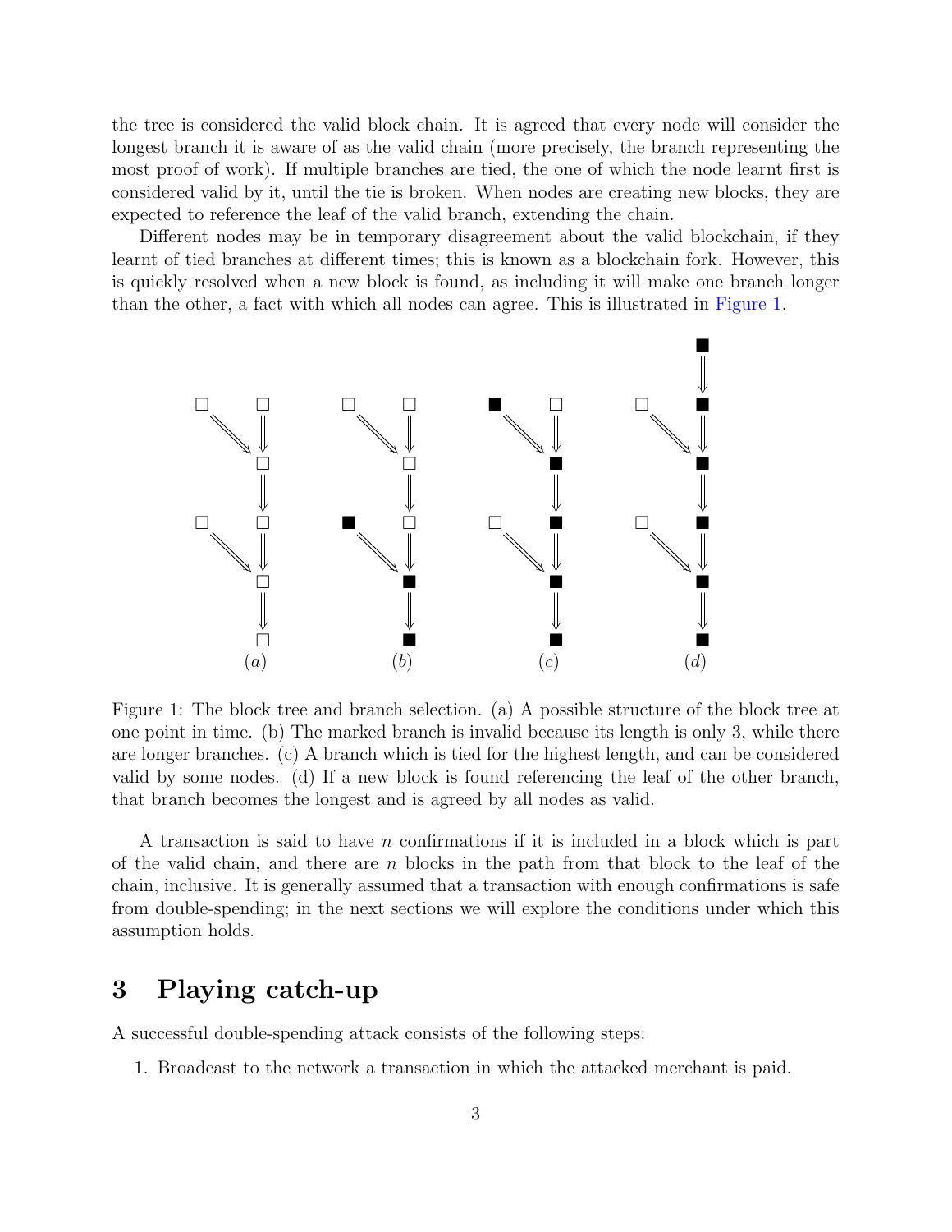the tree is considered the valid block chain. It is agreed that every node will consider the longest branch it is aware of as the valid chain (more precisely, the branch representing the most proof of work). If multiple branches are tied, the one of which the node learnt first is considered valid by it, until the tie is broken. When nodes are creating new blocks, they are expected to reference the leaf of the valid branch, extending the chain.

Different nodes may be in temporary disagreement about the valid blockchain, if they learnt of tied branches at different times; this is known as a blockchain fork. However, this is quickly resolved when a new block is found, as including it will make one branch longer than the other, a fact with which all nodes can agree. This is illustrated in Figure 1.

Figure 1: The block tree and branch selection. (a) A possible structure of the block tree at one point in time. (b) The marked branch is invalid because its length is only 3, while there are longer branches. (c) A branch which is tied for the highest length, and can be considered valid by some nodes. (d) If a new block is found referencing the leaf of the other branch, that branch becomes the longest and is agreed by all nodes as valid.

A transaction is said to have $n$ confirmations if it is included in a block which is part of the valid chain, and there are $n$ blocks in the path from that block to the leaf of the chain, inclusive. It is generally assumed that a transaction with enough confirmations is safe from double-spending; in the next sections we will explore the conditions under which this assumption holds.

# 3 Playing catch-up

A successful double-spending attack consists of the following steps:

1. Broadcast to the network a transaction in which the attacked merchant is paid.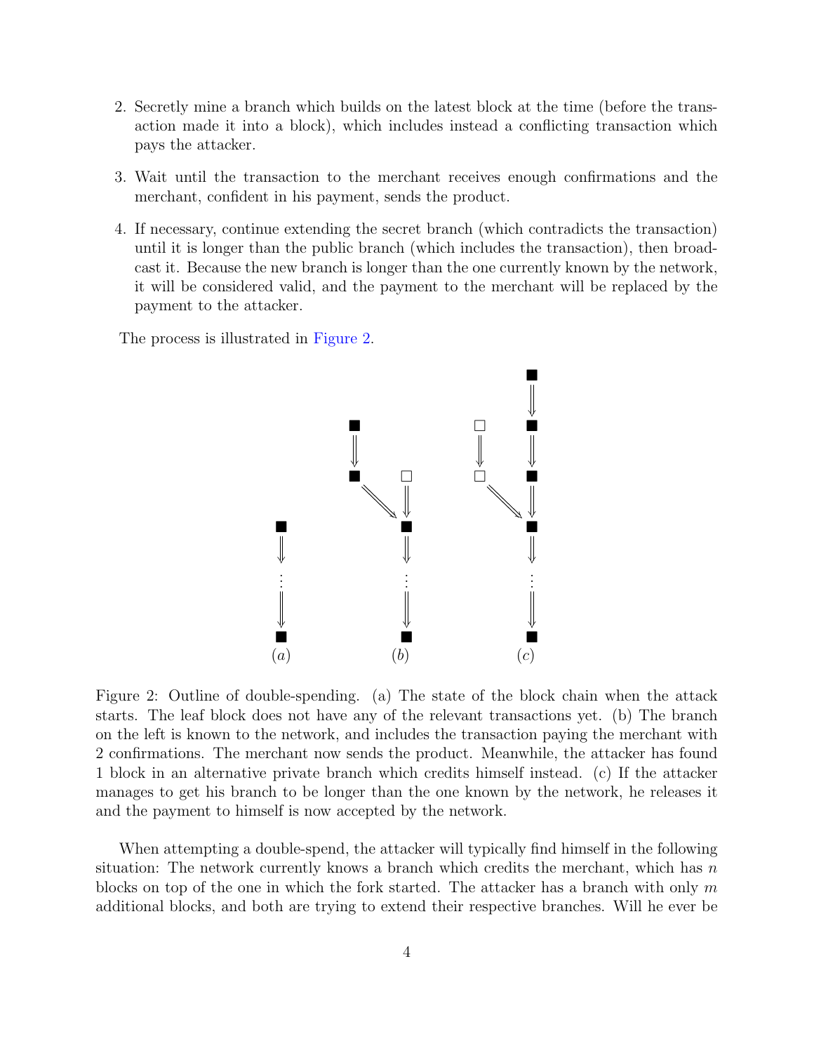2. Secretly mine a branch which builds on the latest block at the time (before the transaction made it into a block), which includes instead a conflicting transaction which pays the attacker.

3. Wait until the transaction to the merchant receives enough confirmations and the merchant, confident in his payment, sends the product.

4. If necessary, continue extending the secret branch (which contradicts the transaction) until it is longer than the public branch (which includes the transaction), then broadcast it. Because the new branch is longer than the one currently known by the network, it will be considered valid, and the payment to the merchant will be replaced by the payment to the attacker.

The process is illustrated in Figure 2.

Figure 2: Outline of double-spending. (a) The state of the block chain when the attack starts. The leaf block does not have any of the relevant transactions yet. (b) The branch on the left is known to the network, and includes the transaction paying the merchant with 2 confirmations. The merchant now sends the product. Meanwhile, the attacker has found 1 block in an alternative private branch which credits himself instead. (c) If the attacker manages to get his branch to be longer than the one known by the network, he releases it and the payment to himself is now accepted by the network.

When attempting a double-spend, the attacker will typically find himself in the following situation: The network currently knows a branch which credits the merchant, which has $n$ blocks on top of the one in which the fork started. The attacker has a branch with only $m$ additional blocks, and both are trying to extend their respective branches. Will he ever be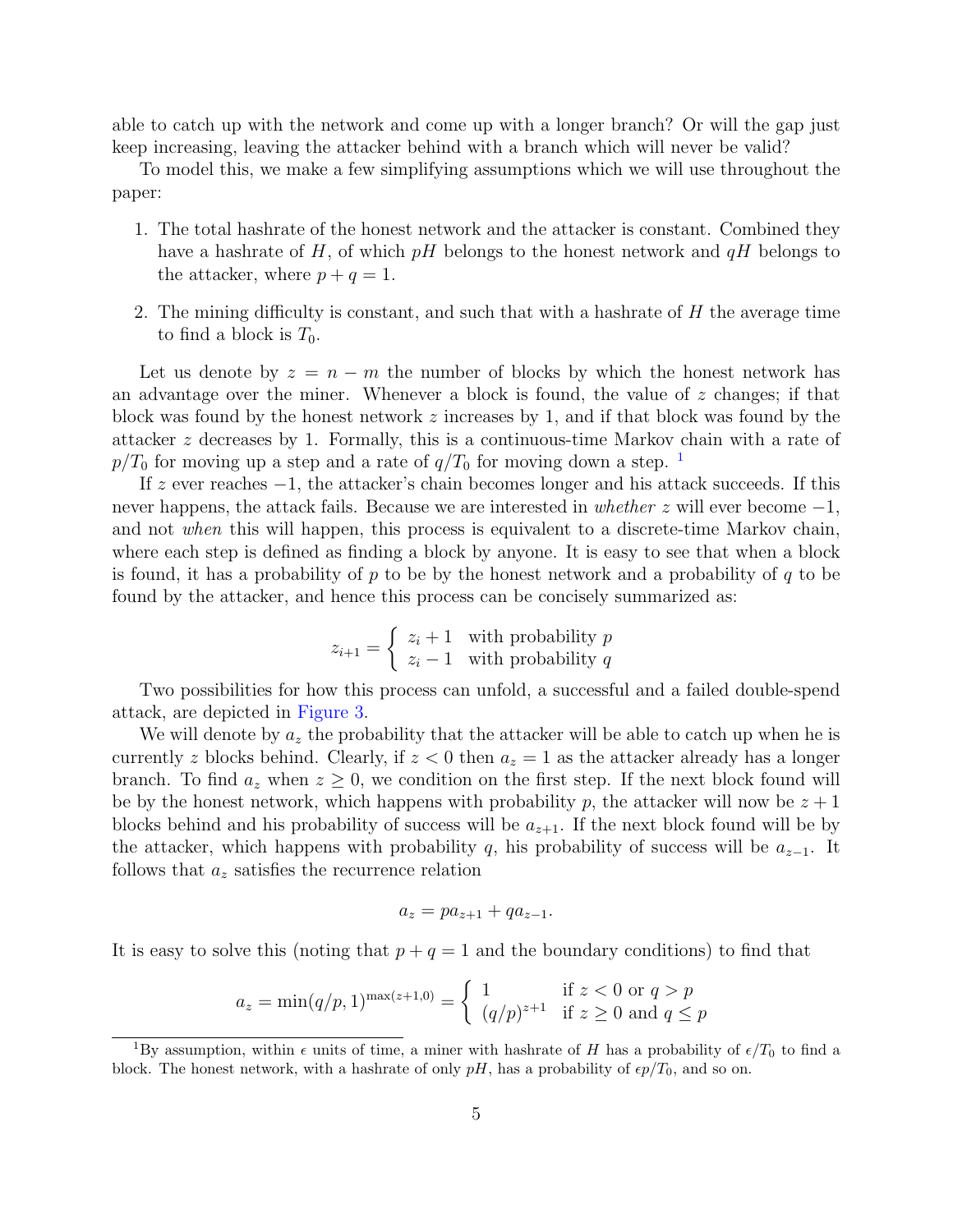able to catch up with the network and come up with a longer branch? Or will the gap just keep increasing, leaving the attacker behind with a branch which will never be valid?

To model this, we make a few simplifying assumptions which we will use throughout the paper:

1. The total hashrate of the honest network and the attacker is constant. Combined they have a hashrate of $H$, of which $pH$ belongs to the honest network and $qH$ belongs to the attacker, where $p + q = 1$.

2. The mining difficulty is constant, and such that with a hashrate of $H$ the average time to find a block is $T_0$.

Let us denote by $z = n - m$ the number of blocks by which the honest network has an advantage over the miner. Whenever a block is found, the value of $z$ changes; if that block was found by the honest network $z$ increases by 1, and if that block was found by the attacker $z$ decreases by 1. Formally, this is a continuous-time Markov chain with a rate of $p/T_0$ for moving up a step and a rate of $q/T_0$ for moving down a step. [1]

If $z$ ever reaches $-1$, the attacker's chain becomes longer and his attack succeeds. If this never happens, the attack fails. Because we are interested in *whether* $z$ will ever become $-1$, and not *when* this will happen, this process is equivalent to a discrete-time Markov chain, where each step is defined as finding a block by anyone. It is easy to see that when a block is found, it has a probability of $p$ to be by the honest network and a probability of $q$ to be found by the attacker, and hence this process can be concisely summarized as:

$$z_{i+1} = \begin{cases} z_i + 1 & \text{with probability } p \\ z_i - 1 & \text{with probability } q \end{cases}$$

Two possibilities for how this process can unfold, a successful and a failed double-spend attack, are depicted in Figure 3.

We will denote by $a_z$ the probability that the attacker will be able to catch up when he is currently $z$ blocks behind. Clearly, if $z < 0$ then $a_z = 1$ as the attacker already has a longer branch. To find $a_z$ when $z \geq 0$, we condition on the first step. If the next block found will be by the honest network, which happens with probability $p$, the attacker will now be $z + 1$ blocks behind and his probability of success will be $a_{z+1}$. If the next block found will be by the attacker, which happens with probability $q$, his probability of success will be $a_{z-1}$. It follows that $a_z$ satisfies the recurrence relation

$$a_z = p a_{z+1} + q a_{z-1}.$$

It is easy to solve this (noting that $p + q = 1$ and the boundary conditions) to find that

$$a_z = \min(q/p, 1)^{\max(z+1,0)} = \begin{cases} 1 & \text{if } z < 0 \text{ or } q > p \\ (q/p)^{z+1} & \text{if } z \geq 0 \text{ and } q \leq p \end{cases}$$

[1] By assumption, within $\epsilon$ units of time, a miner with hashrate of $H$ has a probability of $\epsilon/T_0$ to find a block. The honest network, with a hashrate of only $pH$, has a probability of $\epsilon p/T_0$, and so on.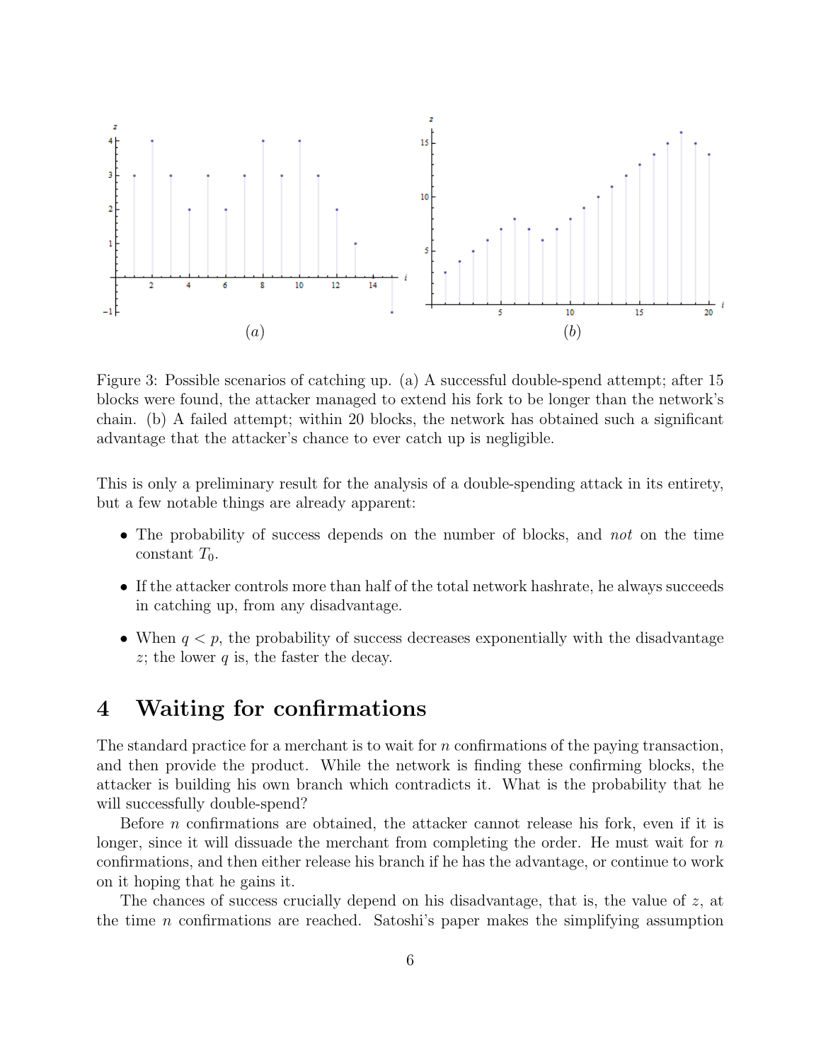Figure 3: Possible scenarios of catching up. (a) A successful double-spend attempt; after 15 blocks were found, the attacker managed to extend his fork to be longer than the network's chain. (b) A failed attempt; within 20 blocks, the network has obtained such a significant advantage that the attacker's chance to ever catch up is negligible.

This is only a preliminary result for the analysis of a double-spending attack in its entirety, but a few notable things are already apparent:

- The probability of success depends on the number of blocks, and *not* on the time constant $T_0$.
- If the attacker controls more than half of the total network hashrate, he always succeeds in catching up, from any disadvantage.
- When $q < p$, the probability of success decreases exponentially with the disadvantage $z$; the lower $q$ is, the faster the decay.

# 4 Waiting for confirmations

The standard practice for a merchant is to wait for $n$ confirmations of the paying transaction, and then provide the product. While the network is finding these confirming blocks, the attacker is building his own branch which contradicts it. What is the probability that he will successfully double-spend?

Before $n$ confirmations are obtained, the attacker cannot release his fork, even if it is longer, since it will dissuade the merchant from completing the order. He must wait for $n$ confirmations, and then either release his branch if he has the advantage, or continue to work on it hoping that he gains it.

The chances of success crucially depend on his disadvantage, that is, the value of $z$, at the time $n$ confirmations are reached. Satoshi's paper makes the simplifying assumption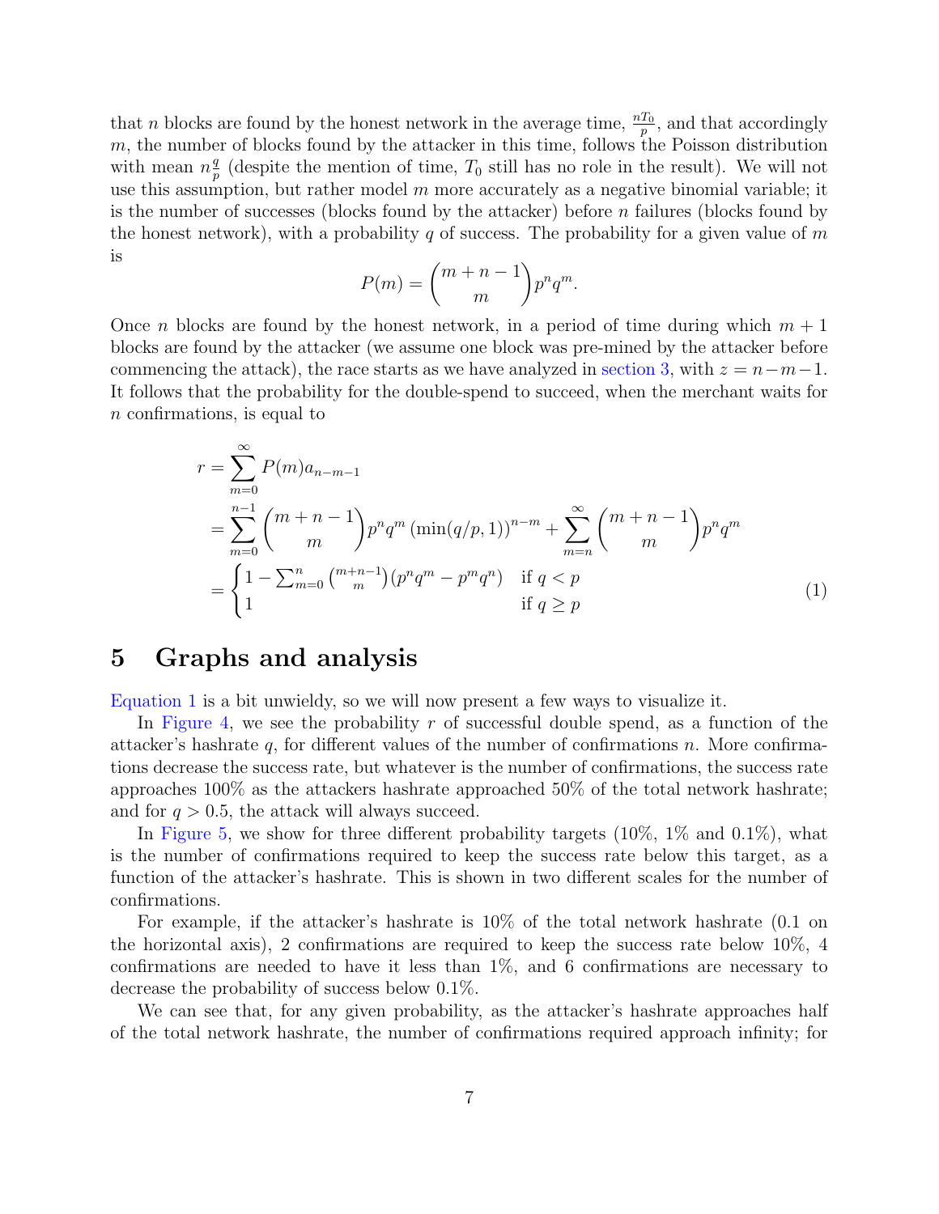that $n$ blocks are found by the honest network in the average time, $\frac{nT_0}{p}$, and that accordingly $m$, the number of blocks found by the attacker in this time, follows the Poisson distribution with mean $n\frac{q}{p}$ (despite the mention of time, $T_0$ still has no role in the result). We will not use this assumption, but rather model $m$ more accurately as a negative binomial variable; it is the number of successes (blocks found by the attacker) before $n$ failures (blocks found by the honest network), with a probability $q$ of success. The probability for a given value of $m$ is

$$P(m) = \binom{m+n-1}{m} p^n q^m.$$

Once $n$ blocks are found by the honest network, in a period of time during which $m+1$ blocks are found by the attacker (we assume one block was pre-mined by the attacker before commencing the attack), the race starts as we have analyzed in section 3, with $z = n-m-1$. It follows that the probability for the double-spend to succeed, when the merchant waits for $n$ confirmations, is equal to

$$\begin{aligned}
r &= \sum_{m=0}^{\infty} P(m) a_{n-m-1} \\
&= \sum_{m=0}^{n-1} \binom{m+n-1}{m} p^n q^m \left(\min(q/p, 1)\right)^{n-m} + \sum_{m=n}^{\infty} \binom{m+n-1}{m} p^n q^m \\
&= \begin{cases} 1 - \sum_{m=0}^{n} \binom{m+n-1}{m} (p^n q^m - p^m q^n) & \text{if } q < p \\ 1 & \text{if } q \geq p \end{cases}
\end{aligned} \tag{1}$$

## 5 Graphs and analysis

Equation 1 is a bit unwieldy, so we will now present a few ways to visualize it.

In Figure 4, we see the probability $r$ of successful double spend, as a function of the attacker's hashrate $q$, for different values of the number of confirmations $n$. More confirmations decrease the success rate, but whatever is the number of confirmations, the success rate approaches 100% as the attackers hashrate approached 50% of the total network hashrate; and for $q > 0.5$, the attack will always succeed.

In Figure 5, we show for three different probability targets (10%, 1% and 0.1%), what is the number of confirmations required to keep the success rate below this target, as a function of the attacker's hashrate. This is shown in two different scales for the number of confirmations.

For example, if the attacker's hashrate is 10% of the total network hashrate (0.1 on the horizontal axis), 2 confirmations are required to keep the success rate below 10%, 4 confirmations are needed to have it less than 1%, and 6 confirmations are necessary to decrease the probability of success below 0.1%.

We can see that, for any given probability, as the attacker's hashrate approaches half of the total network hashrate, the number of confirmations required approach infinity; for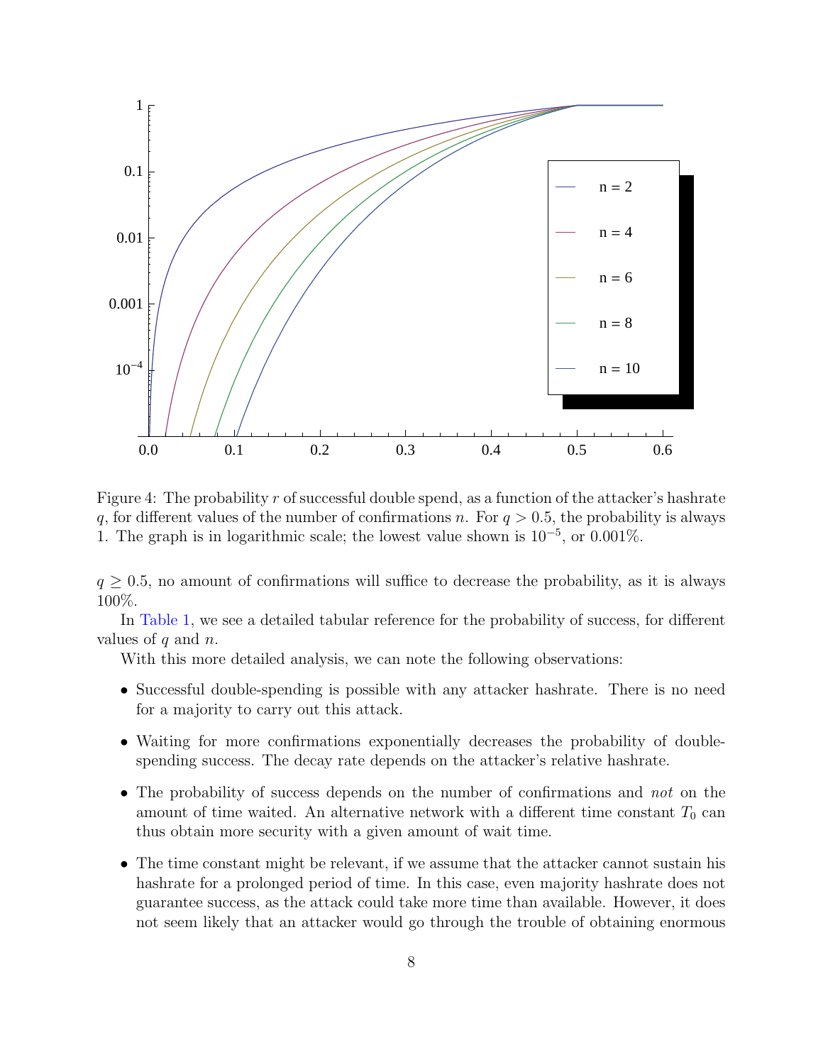Figure 4: The probability $r$ of successful double spend, as a function of the attacker's hashrate $q$, for different values of the number of confirmations $n$. For $q > 0.5$, the probability is always 1. The graph is in logarithmic scale; the lowest value shown is $10^{-5}$, or 0.001%.

$q \geq 0.5$, no amount of confirmations will suffice to decrease the probability, as it is always 100%.

In Table 1, we see a detailed tabular reference for the probability of success, for different values of $q$ and $n$.

With this more detailed analysis, we can note the following observations:

- Successful double-spending is possible with any attacker hashrate. There is no need for a majority to carry out this attack.
- Waiting for more confirmations exponentially decreases the probability of double-spending success. The decay rate depends on the attacker's relative hashrate.
- The probability of success depends on the number of confirmations and *not* on the amount of time waited. An alternative network with a different time constant $T_0$ can thus obtain more security with a given amount of wait time.
- The time constant might be relevant, if we assume that the attacker cannot sustain his hashrate for a prolonged period of time. In this case, even majority hashrate does not guarantee success, as the attack could take more time than available. However, it does not seem likely that an attacker would go through the trouble of obtaining enormous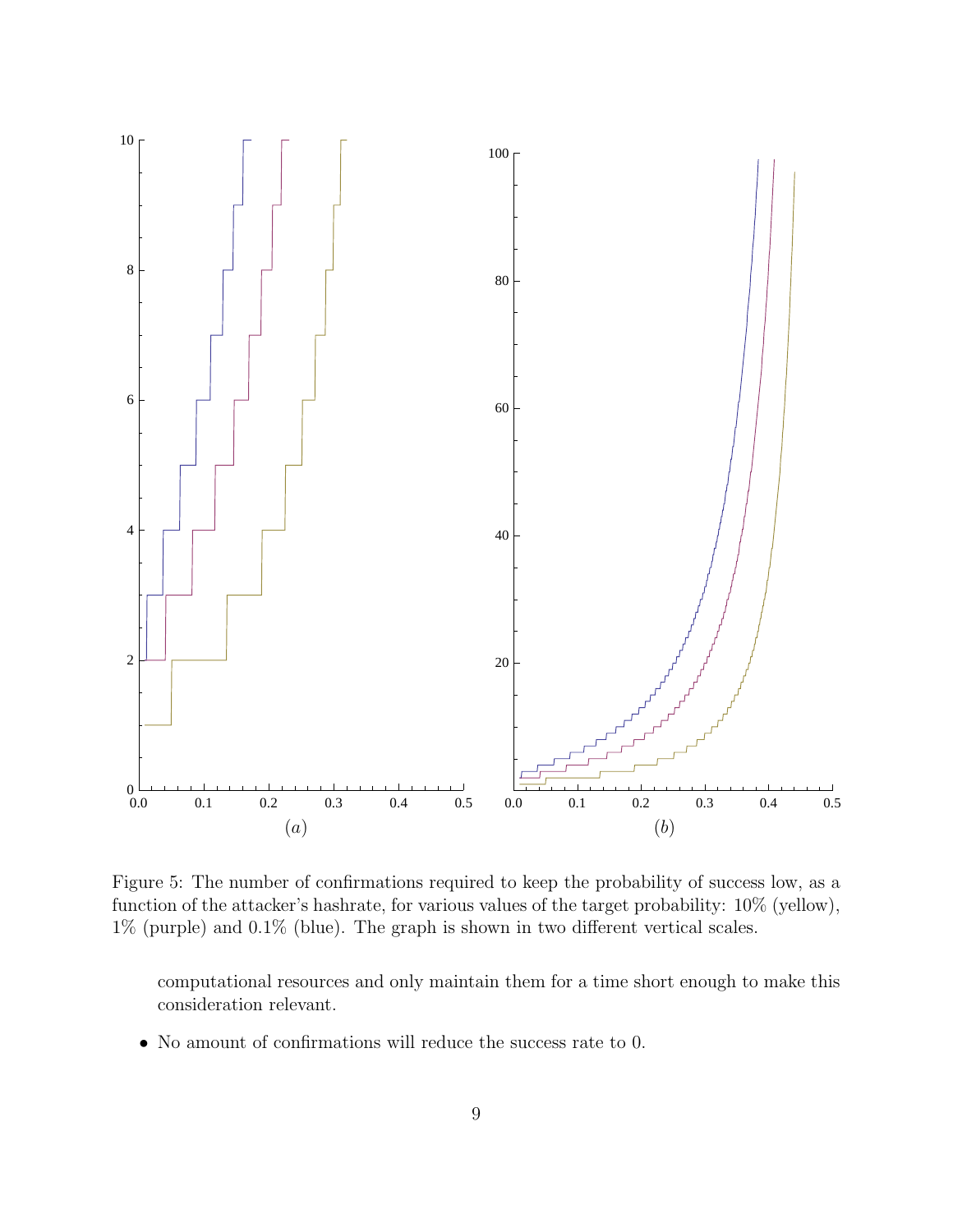Figure 5: The number of confirmations required to keep the probability of success low, as a function of the attacker's hashrate, for various values of the target probability: 10% (yellow), 1% (purple) and 0.1% (blue). The graph is shown in two different vertical scales.

computational resources and only maintain them for a time short enough to make this consideration relevant.

- No amount of confirmations will reduce the success rate to 0.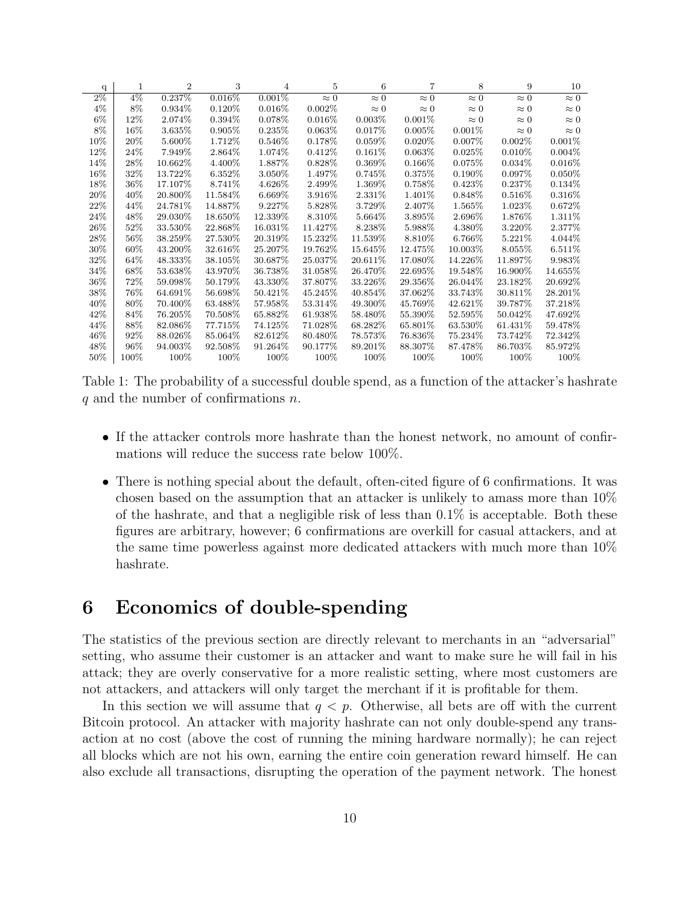| q | 1 | 2 | 3 | 4 | 5 | 6 | 7 | 8 | 9 | 10 |
|---|---|---|---|---|---|---|---|---|---|---|
| 2% | 4% | 0.237% | 0.016% | 0.001% | $\approx 0$ | $\approx 0$ | $\approx 0$ | $\approx 0$ | $\approx 0$ | $\approx 0$ |
| 4% | 8% | 0.934% | 0.120% | 0.016% | 0.002% | $\approx 0$ | $\approx 0$ | $\approx 0$ | $\approx 0$ | $\approx 0$ |
| 6% | 12% | 2.074% | 0.394% | 0.078% | 0.016% | 0.003% | 0.001% | $\approx 0$ | $\approx 0$ | $\approx 0$ |
| 8% | 16% | 3.635% | 0.905% | 0.235% | 0.063% | 0.017% | 0.005% | 0.001% | $\approx 0$ | $\approx 0$ |
| 10% | 20% | 5.600% | 1.712% | 0.546% | 0.178% | 0.059% | 0.020% | 0.007% | 0.002% | 0.001% |
| 12% | 24% | 7.949% | 2.864% | 1.074% | 0.412% | 0.161% | 0.063% | 0.025% | 0.010% | 0.004% |
| 14% | 28% | 10.662% | 4.400% | 1.887% | 0.828% | 0.369% | 0.166% | 0.075% | 0.034% | 0.016% |
| 16% | 32% | 13.722% | 6.352% | 3.050% | 1.497% | 0.745% | 0.375% | 0.190% | 0.097% | 0.050% |
| 18% | 36% | 17.107% | 8.741% | 4.626% | 2.499% | 1.369% | 0.758% | 0.423% | 0.237% | 0.134% |
| 20% | 40% | 20.800% | 11.584% | 6.669% | 3.916% | 2.331% | 1.401% | 0.848% | 0.516% | 0.316% |
| 22% | 44% | 24.781% | 14.887% | 9.227% | 5.828% | 3.729% | 2.407% | 1.565% | 1.023% | 0.672% |
| 24% | 48% | 29.030% | 18.650% | 12.339% | 8.310% | 5.664% | 3.895% | 2.696% | 1.876% | 1.311% |
| 26% | 52% | 33.530% | 22.868% | 16.031% | 11.427% | 8.238% | 5.988% | 4.380% | 3.220% | 2.377% |
| 28% | 56% | 38.259% | 27.530% | 20.319% | 15.232% | 11.539% | 8.810% | 6.766% | 5.221% | 4.044% |
| 30% | 60% | 43.200% | 32.616% | 25.207% | 19.762% | 15.645% | 12.475% | 10.003% | 8.055% | 6.511% |
| 32% | 64% | 48.333% | 38.105% | 30.687% | 25.037% | 20.611% | 17.080% | 14.226% | 11.897% | 9.983% |
| 34% | 68% | 53.638% | 43.970% | 36.738% | 31.058% | 26.470% | 22.695% | 19.548% | 16.900% | 14.655% |
| 36% | 72% | 59.098% | 50.179% | 43.330% | 37.807% | 33.226% | 29.356% | 26.044% | 23.182% | 20.692% |
| 38% | 76% | 64.691% | 56.698% | 50.421% | 45.245% | 40.854% | 37.062% | 33.743% | 30.811% | 28.201% |
| 40% | 80% | 70.400% | 63.488% | 57.958% | 53.314% | 49.300% | 45.769% | 42.621% | 39.787% | 37.218% |
| 42% | 84% | 76.205% | 70.508% | 65.882% | 61.938% | 58.480% | 55.390% | 52.595% | 50.042% | 47.692% |
| 44% | 88% | 82.086% | 77.715% | 74.125% | 71.028% | 68.282% | 65.801% | 63.530% | 61.431% | 59.478% |
| 46% | 92% | 88.026% | 85.064% | 82.612% | 80.480% | 78.573% | 76.836% | 75.234% | 73.742% | 72.342% |
| 48% | 96% | 94.003% | 92.508% | 91.264% | 90.177% | 89.201% | 88.307% | 87.478% | 86.703% | 85.972% |
| 50% | 100% | 100% | 100% | 100% | 100% | 100% | 100% | 100% | 100% | 100% |

Table 1: The probability of a successful double spend, as a function of the attacker's hashrate $q$ and the number of confirmations $n$.

- If the attacker controls more hashrate than the honest network, no amount of confirmations will reduce the success rate below 100%.
- There is nothing special about the default, often-cited figure of 6 confirmations. It was chosen based on the assumption that an attacker is unlikely to amass more than 10% of the hashrate, and that a negligible risk of less than 0.1% is acceptable. Both these figures are arbitrary, however; 6 confirmations are overkill for casual attackers, and at the same time powerless against more dedicated attackers with much more than 10% hashrate.

## 6 Economics of double-spending

The statistics of the previous section are directly relevant to merchants in an "adversarial" setting, who assume their customer is an attacker and want to make sure he will fail in his attack; they are overly conservative for a more realistic setting, where most customers are not attackers, and attackers will only target the merchant if it is profitable for them.

In this section we will assume that $q < p$. Otherwise, all bets are off with the current Bitcoin protocol. An attacker with majority hashrate can not only double-spend any transaction at no cost (above the cost of running the mining hardware normally); he can reject all blocks which are not his own, earning the entire coin generation reward himself. He can also exclude all transactions, disrupting the operation of the payment network. The honest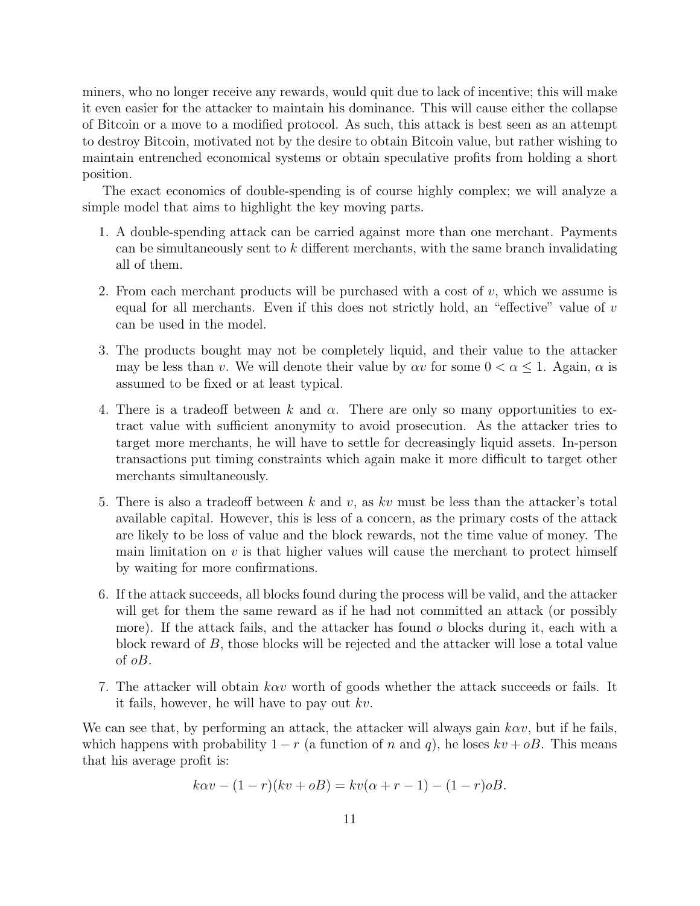miners, who no longer receive any rewards, would quit due to lack of incentive; this will make it even easier for the attacker to maintain his dominance. This will cause either the collapse of Bitcoin or a move to a modified protocol. As such, this attack is best seen as an attempt to destroy Bitcoin, motivated not by the desire to obtain Bitcoin value, but rather wishing to maintain entrenched economical systems or obtain speculative profits from holding a short position.

The exact economics of double-spending is of course highly complex; we will analyze a simple model that aims to highlight the key moving parts.

1. A double-spending attack can be carried against more than one merchant. Payments can be simultaneously sent to $k$ different merchants, with the same branch invalidating all of them.

2. From each merchant products will be purchased with a cost of $v$, which we assume is equal for all merchants. Even if this does not strictly hold, an "effective" value of $v$ can be used in the model.

3. The products bought may not be completely liquid, and their value to the attacker may be less than $v$. We will denote their value by $\alpha v$ for some $0 < \alpha \leq 1$. Again, $\alpha$ is assumed to be fixed or at least typical.

4. There is a tradeoff between $k$ and $\alpha$. There are only so many opportunities to extract value with sufficient anonymity to avoid prosecution. As the attacker tries to target more merchants, he will have to settle for decreasingly liquid assets. In-person transactions put timing constraints which again make it more difficult to target other merchants simultaneously.

5. There is also a tradeoff between $k$ and $v$, as $kv$ must be less than the attacker's total available capital. However, this is less of a concern, as the primary costs of the attack are likely to be loss of value and the block rewards, not the time value of money. The main limitation on $v$ is that higher values will cause the merchant to protect himself by waiting for more confirmations.

6. If the attack succeeds, all blocks found during the process will be valid, and the attacker will get for them the same reward as if he had not committed an attack (or possibly more). If the attack fails, and the attacker has found $o$ blocks during it, each with a block reward of $B$, those blocks will be rejected and the attacker will lose a total value of $oB$.

7. The attacker will obtain $k\alpha v$ worth of goods whether the attack succeeds or fails. It it fails, however, he will have to pay out $kv$.

We can see that, by performing an attack, the attacker will always gain $k\alpha v$, but if he fails, which happens with probability $1 - r$ (a function of $n$ and $q$), he loses $kv + oB$. This means that his average profit is:

$$k\alpha v - (1 - r)(kv + oB) = kv(\alpha + r - 1) - (1 - r)oB.$$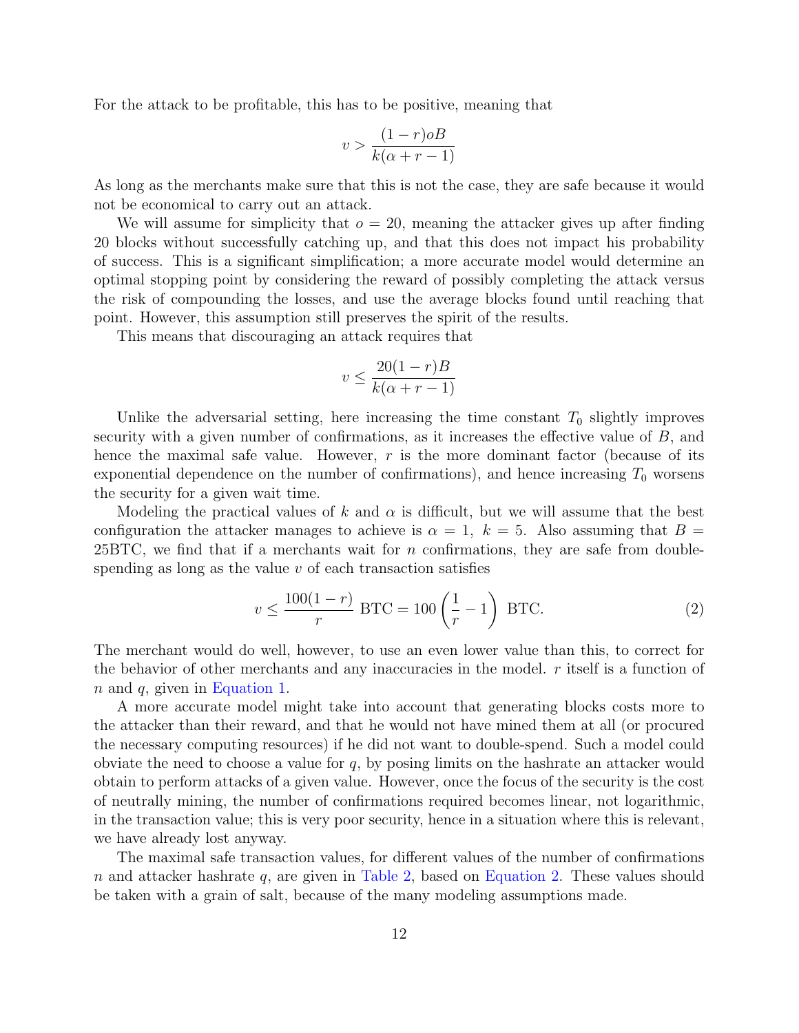For the attack to be profitable, this has to be positive, meaning that

$$v > \frac{(1-r)oB}{k(\alpha + r - 1)}$$

As long as the merchants make sure that this is not the case, they are safe because it would not be economical to carry out an attack.

We will assume for simplicity that $o = 20$, meaning the attacker gives up after finding 20 blocks without successfully catching up, and that this does not impact his probability of success. This is a significant simplification; a more accurate model would determine an optimal stopping point by considering the reward of possibly completing the attack versus the risk of compounding the losses, and use the average blocks found until reaching that point. However, this assumption still preserves the spirit of the results.

This means that discouraging an attack requires that

$$v \leq \frac{20(1-r)B}{k(\alpha + r - 1)}$$

Unlike the adversarial setting, here increasing the time constant $T_0$ slightly improves security with a given number of confirmations, as it increases the effective value of $B$, and hence the maximal safe value. However, $r$ is the more dominant factor (because of its exponential dependence on the number of confirmations), and hence increasing $T_0$ worsens the security for a given wait time.

Modeling the practical values of $k$ and $\alpha$ is difficult, but we will assume that the best configuration the attacker manages to achieve is $\alpha = 1,\ k = 5$. Also assuming that $B =$ 25BTC, we find that if a merchants wait for $n$ confirmations, they are safe from double-spending as long as the value $v$ of each transaction satisfies

$$v \leq \frac{100(1-r)}{r} \text{ BTC} = 100\left(\frac{1}{r} - 1\right) \text{ BTC}. \tag{2}$$

The merchant would do well, however, to use an even lower value than this, to correct for the behavior of other merchants and any inaccuracies in the model. $r$ itself is a function of $n$ and $q$, given in Equation 1.

A more accurate model might take into account that generating blocks costs more to the attacker than their reward, and that he would not have mined them at all (or procured the necessary computing resources) if he did not want to double-spend. Such a model could obviate the need to choose a value for $q$, by posing limits on the hashrate an attacker would obtain to perform attacks of a given value. However, once the focus of the security is the cost of neutrally mining, the number of confirmations required becomes linear, not logarithmic, in the transaction value; this is very poor security, hence in a situation where this is relevant, we have already lost anyway.

The maximal safe transaction values, for different values of the number of confirmations $n$ and attacker hashrate $q$, are given in Table 2, based on Equation 2. These values should be taken with a grain of salt, because of the many modeling assumptions made.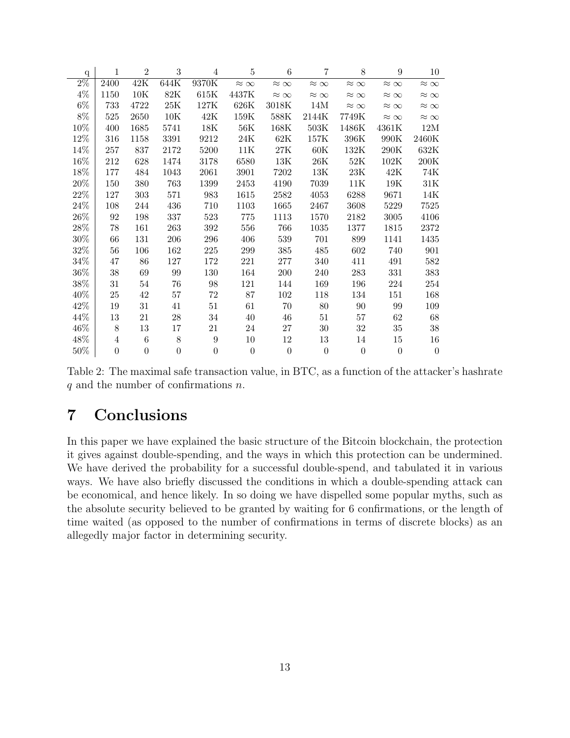| q | 1 | 2 | 3 | 4 | 5 | 6 | 7 | 8 | 9 | 10 |
|---|---|---|---|---|---|---|---|---|---|---|
| 2% | 2400 | 42K | 644K | 9370K | $\approx \infty$ | $\approx \infty$ | $\approx \infty$ | $\approx \infty$ | $\approx \infty$ | $\approx \infty$ |
| 4% | 1150 | 10K | 82K | 615K | 4437K | $\approx \infty$ | $\approx \infty$ | $\approx \infty$ | $\approx \infty$ | $\approx \infty$ |
| 6% | 733 | 4722 | 25K | 127K | 626K | 3018K | 14M | $\approx \infty$ | $\approx \infty$ | $\approx \infty$ |
| 8% | 525 | 2650 | 10K | 42K | 159K | 588K | 2144K | 7749K | $\approx \infty$ | $\approx \infty$ |
| 10% | 400 | 1685 | 5741 | 18K | 56K | 168K | 503K | 1486K | 4361K | 12M |
| 12% | 316 | 1158 | 3391 | 9212 | 24K | 62K | 157K | 396K | 990K | 2460K |
| 14% | 257 | 837 | 2172 | 5200 | 11K | 27K | 60K | 132K | 290K | 632K |
| 16% | 212 | 628 | 1474 | 3178 | 6580 | 13K | 26K | 52K | 102K | 200K |
| 18% | 177 | 484 | 1043 | 2061 | 3901 | 7202 | 13K | 23K | 42K | 74K |
| 20% | 150 | 380 | 763 | 1399 | 2453 | 4190 | 7039 | 11K | 19K | 31K |
| 22% | 127 | 303 | 571 | 983 | 1615 | 2582 | 4053 | 6288 | 9671 | 14K |
| 24% | 108 | 244 | 436 | 710 | 1103 | 1665 | 2467 | 3608 | 5229 | 7525 |
| 26% | 92 | 198 | 337 | 523 | 775 | 1113 | 1570 | 2182 | 3005 | 4106 |
| 28% | 78 | 161 | 263 | 392 | 556 | 766 | 1035 | 1377 | 1815 | 2372 |
| 30% | 66 | 131 | 206 | 296 | 406 | 539 | 701 | 899 | 1141 | 1435 |
| 32% | 56 | 106 | 162 | 225 | 299 | 385 | 485 | 602 | 740 | 901 |
| 34% | 47 | 86 | 127 | 172 | 221 | 277 | 340 | 411 | 491 | 582 |
| 36% | 38 | 69 | 99 | 130 | 164 | 200 | 240 | 283 | 331 | 383 |
| 38% | 31 | 54 | 76 | 98 | 121 | 144 | 169 | 196 | 224 | 254 |
| 40% | 25 | 42 | 57 | 72 | 87 | 102 | 118 | 134 | 151 | 168 |
| 42% | 19 | 31 | 41 | 51 | 61 | 70 | 80 | 90 | 99 | 109 |
| 44% | 13 | 21 | 28 | 34 | 40 | 46 | 51 | 57 | 62 | 68 |
| 46% | 8 | 13 | 17 | 21 | 24 | 27 | 30 | 32 | 35 | 38 |
| 48% | 4 | 6 | 8 | 9 | 10 | 12 | 13 | 14 | 15 | 16 |
| 50% | 0 | 0 | 0 | 0 | 0 | 0 | 0 | 0 | 0 | 0 |

Table 2: The maximal safe transaction value, in BTC, as a function of the attacker's hashrate $q$ and the number of confirmations $n$.

# 7 Conclusions

In this paper we have explained the basic structure of the Bitcoin blockchain, the protection it gives against double-spending, and the ways in which this protection can be undermined. We have derived the probability for a successful double-spend, and tabulated it in various ways. We have also briefly discussed the conditions in which a double-spending attack can be economical, and hence likely. In so doing we have dispelled some popular myths, such as the absolute security believed to be granted by waiting for 6 confirmations, or the length of time waited (as opposed to the number of confirmations in terms of discrete blocks) as an allegedly major factor in determining security.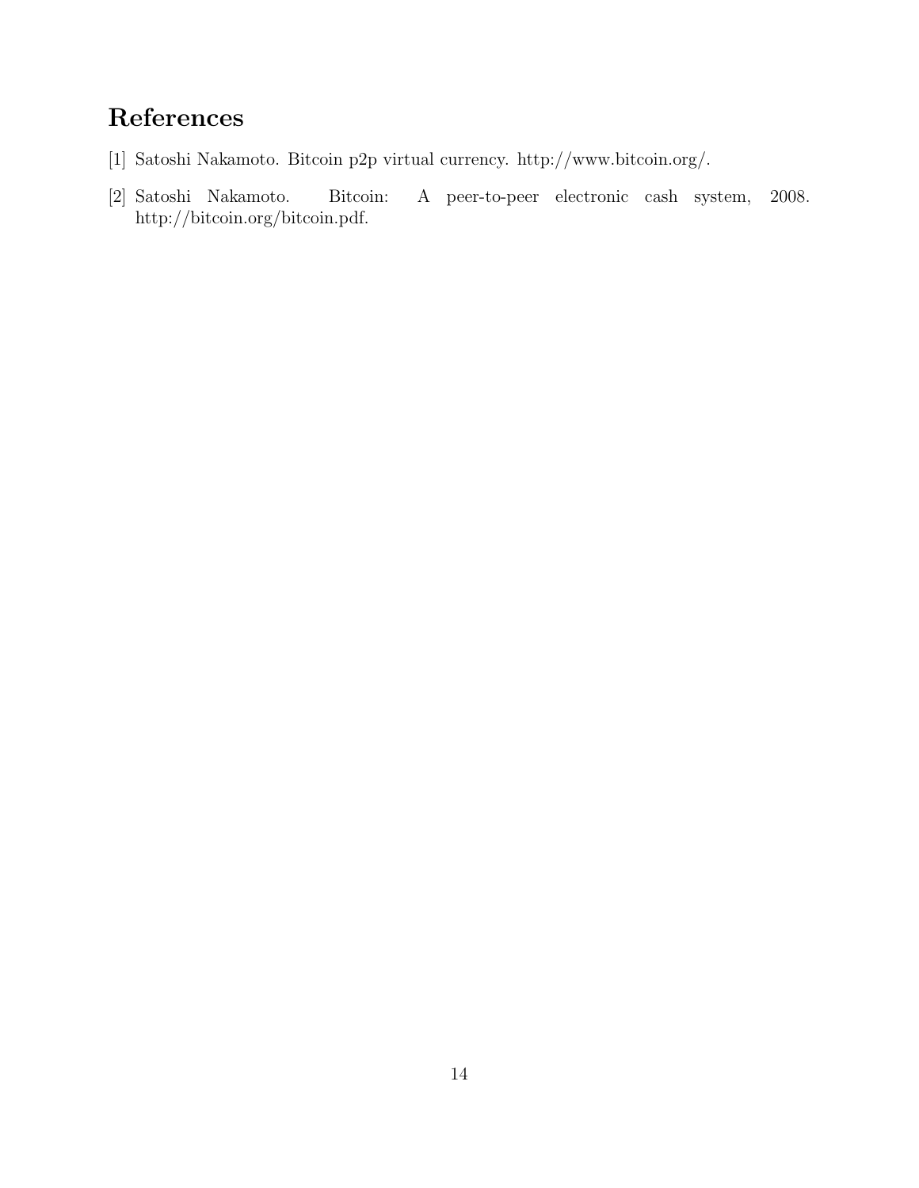## References

[1] Satoshi Nakamoto. Bitcoin p2p virtual currency. http://www.bitcoin.org/.

[2] Satoshi Nakamoto. Bitcoin: A peer-to-peer electronic cash system, 2008. http://bitcoin.org/bitcoin.pdf.